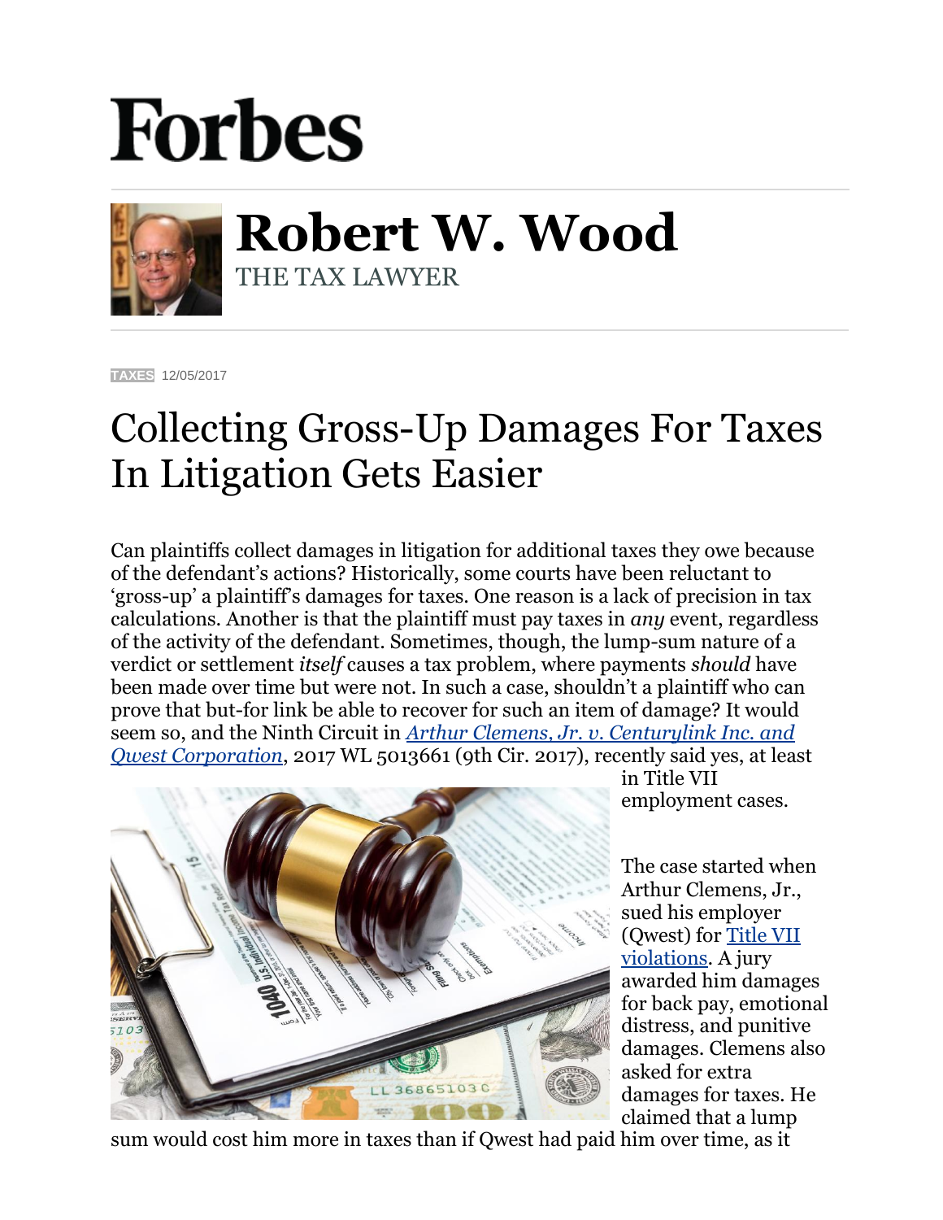# Forbes

## Robert W. Wood

THE TAX LAWYER

TAXES 12/05/2017

# Collecting Gross-Up Damages For Taxes In Litigation Gets Easier

Can plaintiffs collect damages in litigation for additional taxes they owe because of the defendant's actions? Historically, some courts have been reluctant to 'gross-up' a plaintiff's damages for taxes. One reason is a lack of precision in tax calculations. Another is that the plaintiff must pay taxes in *any* event, regardless of the activity of the defendant. Sometimes, though, the lump-sum nature of a verdict or settlement *itself* causes a tax problem, where payments *should* have been made over time but were not. In such a case, shouldn't a plaintiff who can prove that but-for link be able to recover for such an item of damage? It would seem so, and the Ninth Circuit in *[Arthur Clemens, Jr. v. Centurylink Inc. and Qwest Corporation](#)*, 2017 WL 5013661 (9th Cir. 2017), recently said yes, at least in Title VII employment cases.

The case started when Arthur Clemens, Jr., sued his employer (Qwest) for [Title VII violations](#). A jury awarded him damages for back pay, emotional distress, and punitive damages. Clemens also asked for extra damages for taxes. He claimed that a lump sum would cost him more in taxes than if Qwest had paid him over time, as it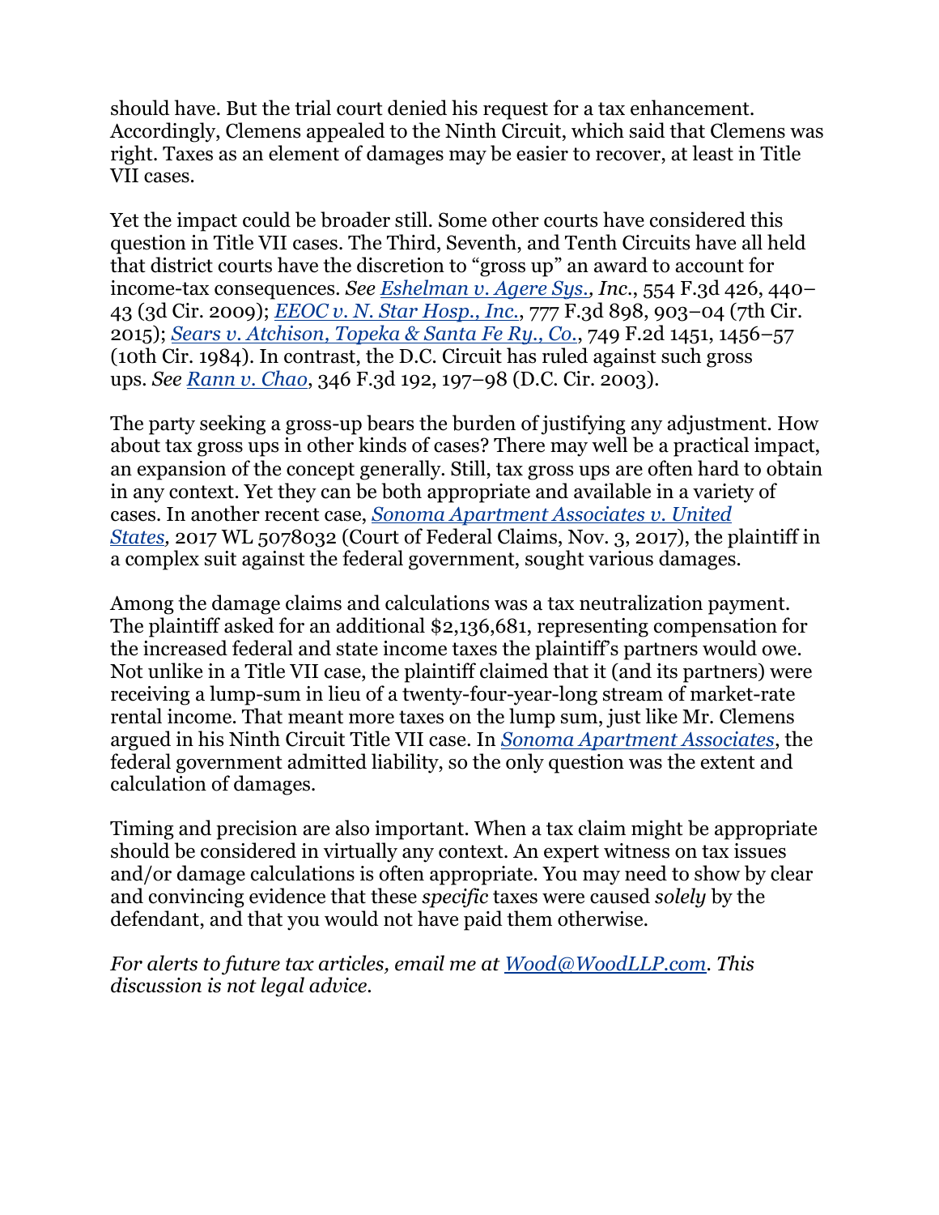should have. But the trial court denied his request for a tax enhancement. Accordingly, Clemens appealed to the Ninth Circuit, which said that Clemens was right. Taxes as an element of damages may be easier to recover, at least in Title VII cases.

Yet the impact could be broader still. Some other courts have considered this question in Title VII cases. The Third, Seventh, and Tenth Circuits have all held that district courts have the discretion to "gross up" an award to account for income-tax consequences. *See* [*Eshelman v. Agere Sys., Inc.*](), 554 F.3d 426, 440–43 (3d Cir. 2009); [*EEOC v. N. Star Hosp., Inc.*](), 777 F.3d 898, 903–04 (7th Cir. 2015); [*Sears v. Atchison, Topeka & Santa Fe Ry., Co.*](), 749 F.2d 1451, 1456–57 (10th Cir. 1984). In contrast, the D.C. Circuit has ruled against such gross ups. *See* [*Rann v. Chao*](), 346 F.3d 192, 197–98 (D.C. Cir. 2003).

The party seeking a gross-up bears the burden of justifying any adjustment. How about tax gross ups in other kinds of cases? There may well be a practical impact, an expansion of the concept generally. Still, tax gross ups are often hard to obtain in any context. Yet they can be both appropriate and available in a variety of cases. In another recent case, [*Sonoma Apartment Associates v. United States*](), 2017 WL 5078032 (Court of Federal Claims, Nov. 3, 2017), the plaintiff in a complex suit against the federal government, sought various damages.

Among the damage claims and calculations was a tax neutralization payment. The plaintiff asked for an additional $2,136,681, representing compensation for the increased federal and state income taxes the plaintiff's partners would owe. Not unlike in a Title VII case, the plaintiff claimed that it (and its partners) were receiving a lump-sum in lieu of a twenty-four-year-long stream of market-rate rental income. That meant more taxes on the lump sum, just like Mr. Clemens argued in his Ninth Circuit Title VII case. In [*Sonoma Apartment Associates*](), the federal government admitted liability, so the only question was the extent and calculation of damages.

Timing and precision are also important. When a tax claim might be appropriate should be considered in virtually any context. An expert witness on tax issues and/or damage calculations is often appropriate. You may need to show by clear and convincing evidence that these *specific* taxes were caused *solely* by the defendant, and that you would not have paid them otherwise.

*For alerts to future tax articles, email me at [Wood@WoodLLP.com](). This discussion is not legal advice.*